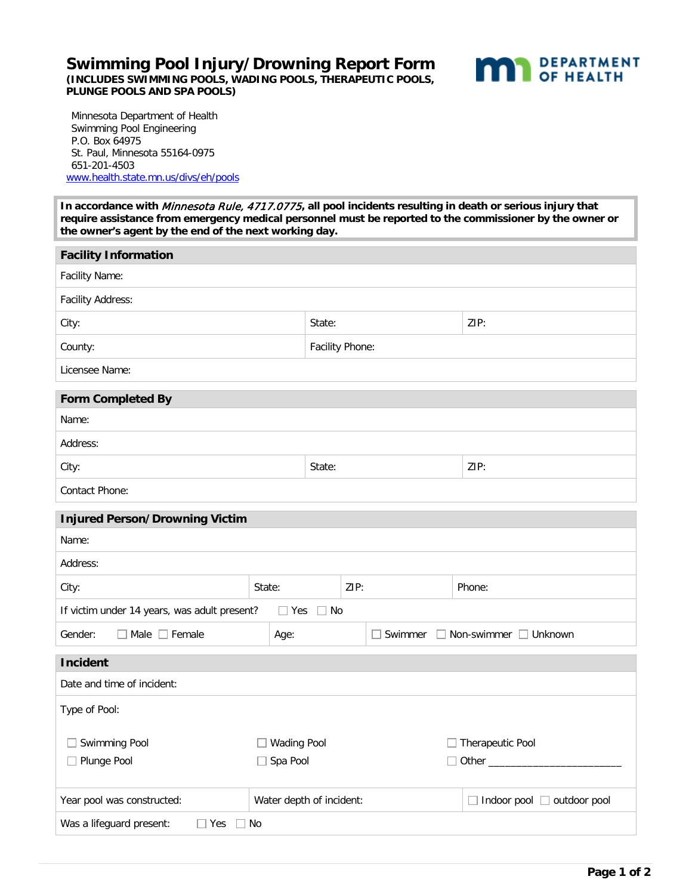# Swimming Pool Injury/Drowning Report Form

**(INCLUDES SWIMMING POOLS, WADING POOLS, THERAPEUTIC POOLS, PLUNGE POOLS AND SPA POOLS)**

Minnesota Department of Health
Swimming Pool Engineering
P.O. Box 64975
St. Paul, Minnesota 55164-0975
651-201-4503
www.health.state.mn.us/divs/eh/pools

**In accordance with *Minnesota Rule, 4717.0775*, all pool incidents resulting in death or serious injury that require assistance from emergency medical personnel must be reported to the commissioner by the owner or the owner's agent by the end of the next working day.**

## Facility Information

| | | |
|---|---|---|
| Facility Name: | | |
| Facility Address: | | |
| City: | State: | ZIP: |
| County: | Facility Phone: | |
| Licensee Name: | | |

## Form Completed By

| | | |
|---|---|---|
| Name: | | |
| Address: | | |
| City: | State: | ZIP: |
| Contact Phone: | | |

## Injured Person/Drowning Victim

| | | | |
|---|---|---|---|
| Name: | | | |
| Address: | | | |
| City: | State: | ZIP: | Phone: |
| If victim under 14 years, was adult present? ☐ Yes ☐ No | | | |
| Gender: ☐ Male ☐ Female | Age: | ☐ Swimmer ☐ Non-swimmer ☐ Unknown | |

## Incident

| | | |
|---|---|---|
| Date and time of incident: | | |
| Type of Pool: | | |
| ☐ Swimming Pool | ☐ Wading Pool | ☐ Therapeutic Pool |
| ☐ Plunge Pool | ☐ Spa Pool | ☐ Other ________________________ |
| Year pool was constructed: | Water depth of incident: | ☐ Indoor pool ☐ outdoor pool |
| Was a lifeguard present: ☐ Yes ☐ No | | |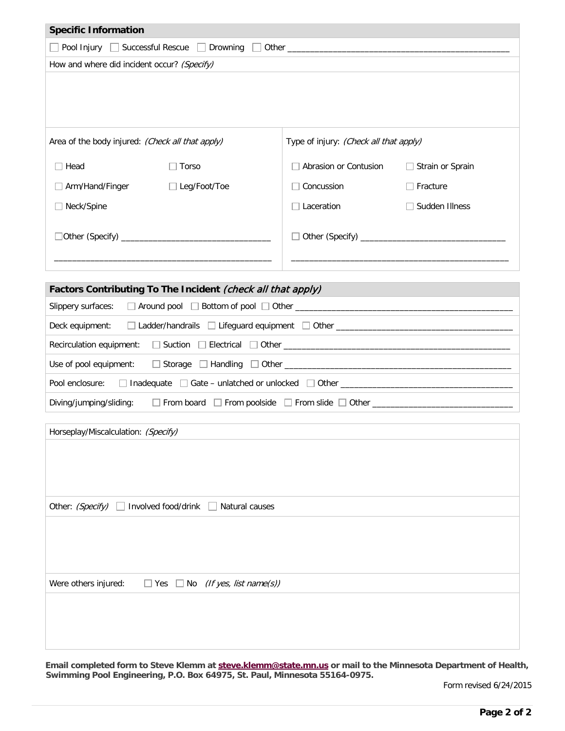## Specific Information

☐ Pool Injury ☐ Successful Rescue ☐ Drowning ☐ Other ________________________________________________

How and where did incident occur? *(Specify)*

| Area of the body injured: *(Check all that apply)* | | Type of injury: *(Check all that apply)* | |
|---|---|---|---|
| ☐ Head | ☐ Torso | ☐ Abrasion or Contusion | ☐ Strain or Sprain |
| ☐ Arm/Hand/Finger | ☐ Leg/Foot/Toe | ☐ Concussion | ☐ Fracture |
| ☐ Neck/Spine | | ☐ Laceration | ☐ Sudden Illness |
| ☐Other (Specify) ________________________________ | | ☐ Other (Specify) ________________________________ | |

## Factors Contributing To The Incident *(check all that apply)*

Slippery surfaces: ☐ Around pool ☐ Bottom of pool ☐ Other ________________________________________________

Deck equipment: ☐ Ladder/handrails ☐ Lifeguard equipment ☐ Other ______________________________________

Recirculation equipment: ☐ Suction ☐ Electrical ☐ Other ____________________________________________________

Use of pool equipment: ☐ Storage ☐ Handling ☐ Other _____________________________________________________

Pool enclosure: ☐ Inadequate ☐ Gate – unlatched or unlocked ☐ Other ______________________________________

Diving/jumping/sliding: ☐ From board ☐ From poolside ☐ From slide ☐ Other ______________________________

Horseplay/Miscalculation: *(Specify)*

Other: *(Specify)* ☐ Involved food/drink ☐ Natural causes

Were others injured: ☐ Yes ☐ No *(If yes, list name(s))*

**Email completed form to Steve Klemm at steve.klemm@state.mn.us or mail to the Minnesota Department of Health, Swimming Pool Engineering, P.O. Box 64975, St. Paul, Minnesota 55164-0975.**

Form revised 6/24/2015